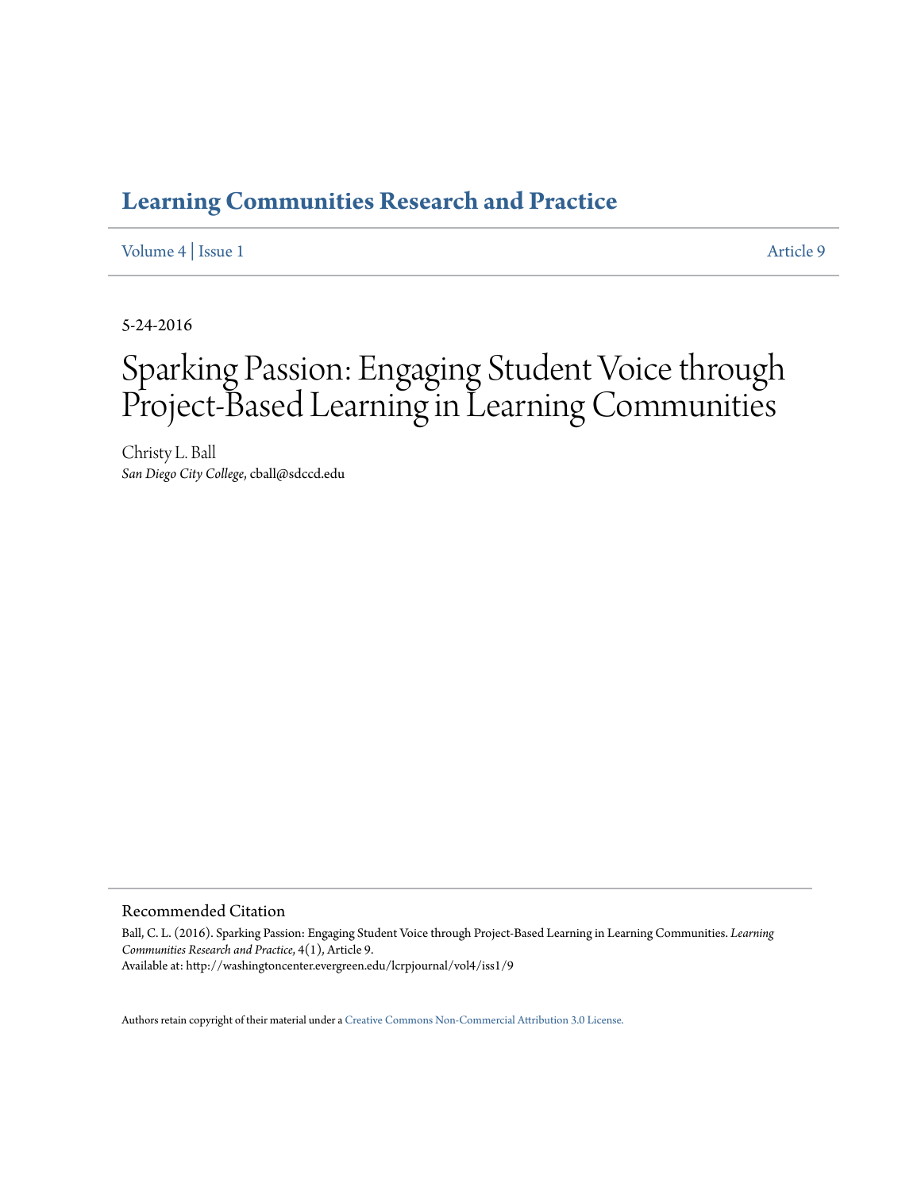# Learning Communities Research and Practice

Volume 4 | Issue 1 Article 9

5-24-2016

# Sparking Passion: Engaging Student Voice through Project-Based Learning in Learning Communities

Christy L. Ball
*San Diego City College*, cball@sdccd.edu

## Recommended Citation

Ball, C. L. (2016). Sparking Passion: Engaging Student Voice through Project-Based Learning in Learning Communities. *Learning Communities Research and Practice*, 4(1), Article 9.
Available at: http://washingtoncenter.evergreen.edu/lcrpjournal/vol4/iss1/9

Authors retain copyright of their material under a Creative Commons Non-Commercial Attribution 3.0 License.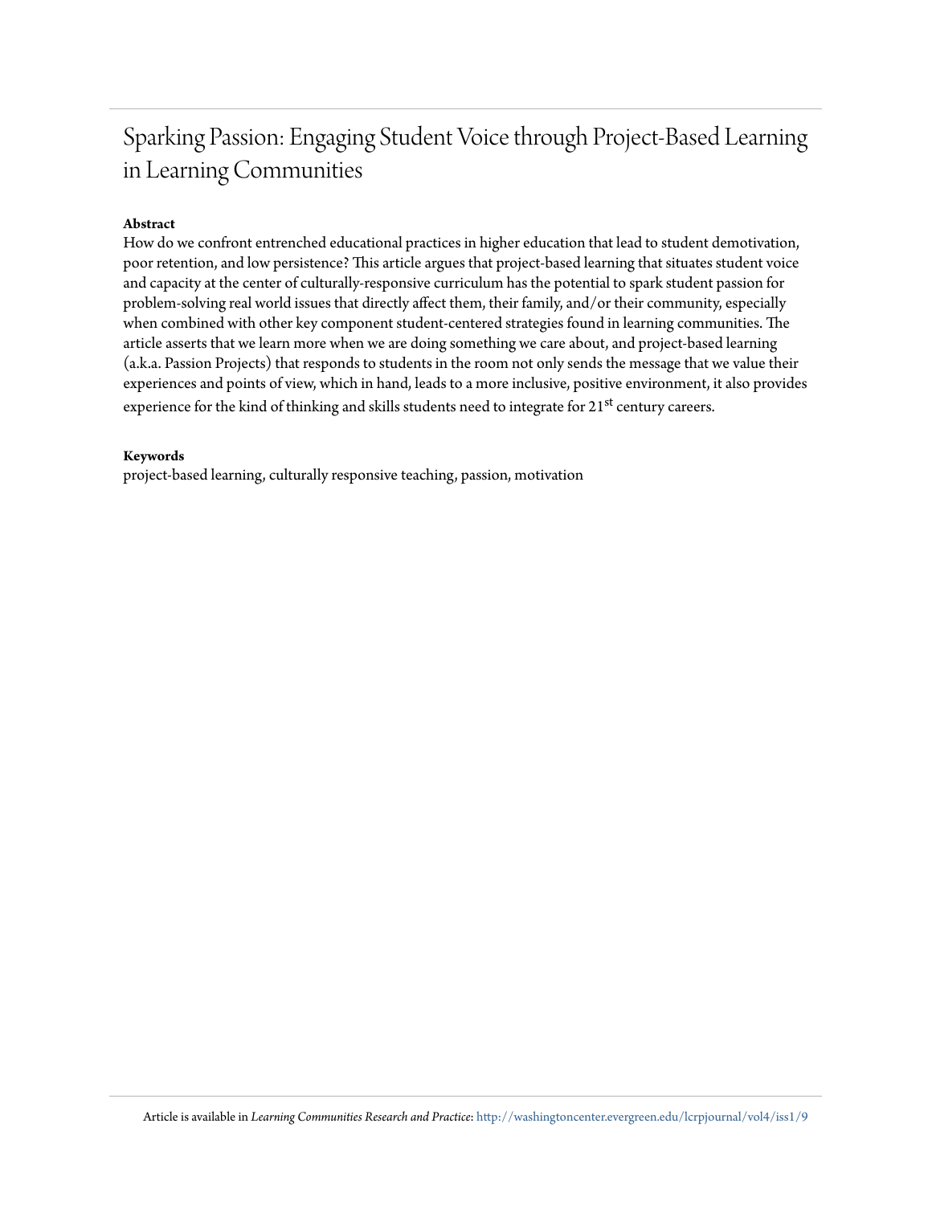# Sparking Passion: Engaging Student Voice through Project-Based Learning in Learning Communities

**Abstract**

How do we confront entrenched educational practices in higher education that lead to student demotivation, poor retention, and low persistence? This article argues that project-based learning that situates student voice and capacity at the center of culturally-responsive curriculum has the potential to spark student passion for problem-solving real world issues that directly affect them, their family, and/or their community, especially when combined with other key component student-centered strategies found in learning communities. The article asserts that we learn more when we are doing something we care about, and project-based learning (a.k.a. Passion Projects) that responds to students in the room not only sends the message that we value their experiences and points of view, which in hand, leads to a more inclusive, positive environment, it also provides experience for the kind of thinking and skills students need to integrate for 21st century careers.

**Keywords**

project-based learning, culturally responsive teaching, passion, motivation

Article is available in *Learning Communities Research and Practice*: http://washingtoncenter.evergreen.edu/lcrpjournal/vol4/iss1/9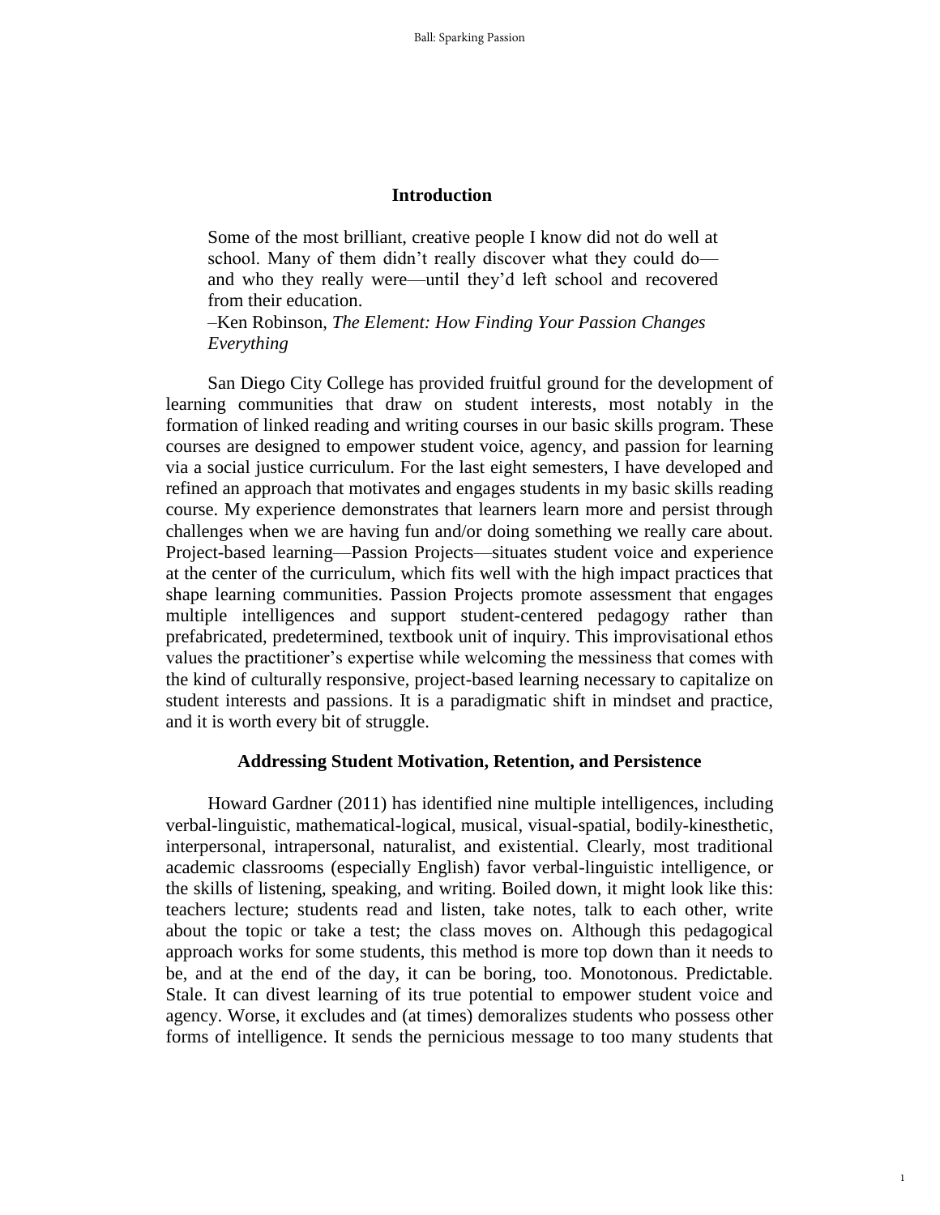## Introduction

> Some of the most brilliant, creative people I know did not do well at school. Many of them didn't really discover what they could do—and who they really were—until they'd left school and recovered from their education.
>
> –Ken Robinson, *The Element: How Finding Your Passion Changes Everything*

San Diego City College has provided fruitful ground for the development of learning communities that draw on student interests, most notably in the formation of linked reading and writing courses in our basic skills program. These courses are designed to empower student voice, agency, and passion for learning via a social justice curriculum. For the last eight semesters, I have developed and refined an approach that motivates and engages students in my basic skills reading course. My experience demonstrates that learners learn more and persist through challenges when we are having fun and/or doing something we really care about. Project-based learning—Passion Projects—situates student voice and experience at the center of the curriculum, which fits well with the high impact practices that shape learning communities. Passion Projects promote assessment that engages multiple intelligences and support student-centered pedagogy rather than prefabricated, predetermined, textbook unit of inquiry. This improvisational ethos values the practitioner's expertise while welcoming the messiness that comes with the kind of culturally responsive, project-based learning necessary to capitalize on student interests and passions. It is a paradigmatic shift in mindset and practice, and it is worth every bit of struggle.

## Addressing Student Motivation, Retention, and Persistence

Howard Gardner (2011) has identified nine multiple intelligences, including verbal-linguistic, mathematical-logical, musical, visual-spatial, bodily-kinesthetic, interpersonal, intrapersonal, naturalist, and existential. Clearly, most traditional academic classrooms (especially English) favor verbal-linguistic intelligence, or the skills of listening, speaking, and writing. Boiled down, it might look like this: teachers lecture; students read and listen, take notes, talk to each other, write about the topic or take a test; the class moves on. Although this pedagogical approach works for some students, this method is more top down than it needs to be, and at the end of the day, it can be boring, too. Monotonous. Predictable. Stale. It can divest learning of its true potential to empower student voice and agency. Worse, it excludes and (at times) demoralizes students who possess other forms of intelligence. It sends the pernicious message to too many students that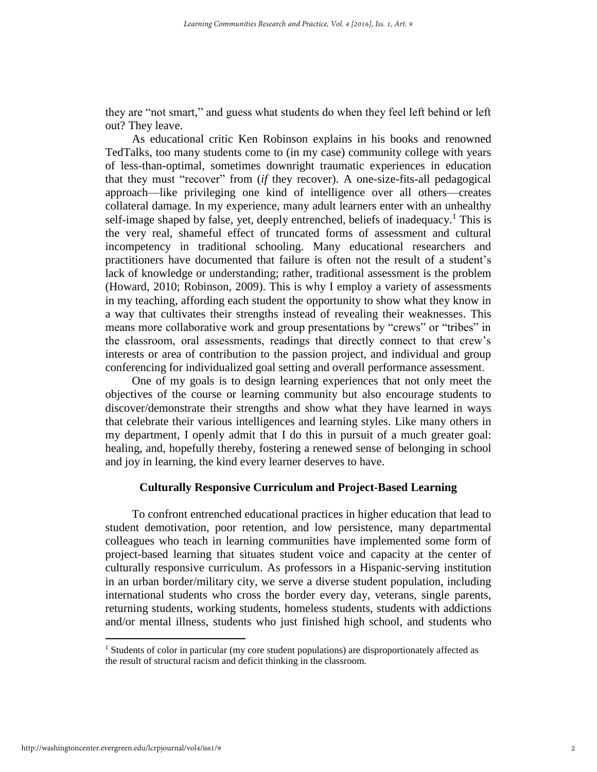they are "not smart," and guess what students do when they feel left behind or left out? They leave.

As educational critic Ken Robinson explains in his books and renowned TedTalks, too many students come to (in my case) community college with years of less-than-optimal, sometimes downright traumatic experiences in education that they must "recover" from (*if* they recover). A one-size-fits-all pedagogical approach—like privileging one kind of intelligence over all others—creates collateral damage. In my experience, many adult learners enter with an unhealthy self-image shaped by false, yet, deeply entrenched, beliefs of inadequacy.[1] This is the very real, shameful effect of truncated forms of assessment and cultural incompetency in traditional schooling. Many educational researchers and practitioners have documented that failure is often not the result of a student's lack of knowledge or understanding; rather, traditional assessment is the problem (Howard, 2010; Robinson, 2009). This is why I employ a variety of assessments in my teaching, affording each student the opportunity to show what they know in a way that cultivates their strengths instead of revealing their weaknesses. This means more collaborative work and group presentations by "crews" or "tribes" in the classroom, oral assessments, readings that directly connect to that crew's interests or area of contribution to the passion project, and individual and group conferencing for individualized goal setting and overall performance assessment.

One of my goals is to design learning experiences that not only meet the objectives of the course or learning community but also encourage students to discover/demonstrate their strengths and show what they have learned in ways that celebrate their various intelligences and learning styles. Like many others in my department, I openly admit that I do this in pursuit of a much greater goal: healing, and, hopefully thereby, fostering a renewed sense of belonging in school and joy in learning, the kind every learner deserves to have.

## Culturally Responsive Curriculum and Project-Based Learning

To confront entrenched educational practices in higher education that lead to student demotivation, poor retention, and low persistence, many departmental colleagues who teach in learning communities have implemented some form of project-based learning that situates student voice and capacity at the center of culturally responsive curriculum. As professors in a Hispanic-serving institution in an urban border/military city, we serve a diverse student population, including international students who cross the border every day, veterans, single parents, returning students, working students, homeless students, students with addictions and/or mental illness, students who just finished high school, and students who

[1] Students of color in particular (my core student populations) are disproportionately affected as the result of structural racism and deficit thinking in the classroom.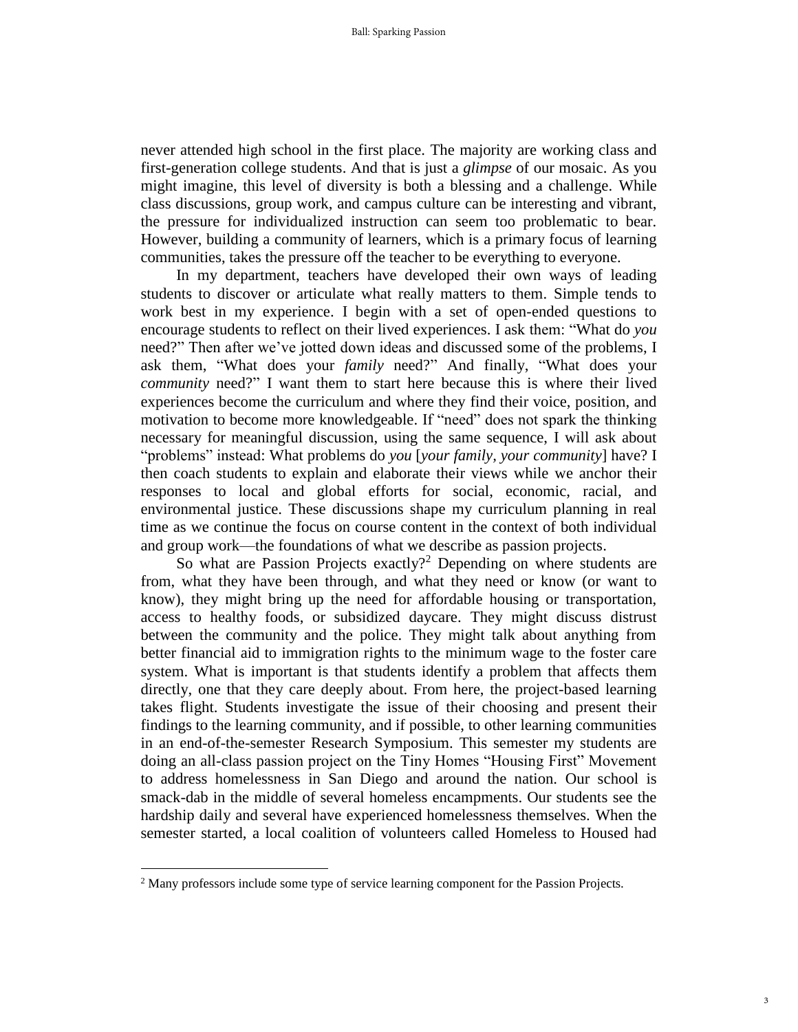never attended high school in the first place. The majority are working class and first-generation college students. And that is just a *glimpse* of our mosaic. As you might imagine, this level of diversity is both a blessing and a challenge. While class discussions, group work, and campus culture can be interesting and vibrant, the pressure for individualized instruction can seem too problematic to bear. However, building a community of learners, which is a primary focus of learning communities, takes the pressure off the teacher to be everything to everyone.

In my department, teachers have developed their own ways of leading students to discover or articulate what really matters to them. Simple tends to work best in my experience. I begin with a set of open-ended questions to encourage students to reflect on their lived experiences. I ask them: "What do *you* need?" Then after we've jotted down ideas and discussed some of the problems, I ask them, "What does your *family* need?" And finally, "What does your *community* need?" I want them to start here because this is where their lived experiences become the curriculum and where they find their voice, position, and motivation to become more knowledgeable. If "need" does not spark the thinking necessary for meaningful discussion, using the same sequence, I will ask about "problems" instead: What problems do *you* [*your family, your community*] have? I then coach students to explain and elaborate their views while we anchor their responses to local and global efforts for social, economic, racial, and environmental justice. These discussions shape my curriculum planning in real time as we continue the focus on course content in the context of both individual and group work—the foundations of what we describe as passion projects.

So what are Passion Projects exactly?[2] Depending on where students are from, what they have been through, and what they need or know (or want to know), they might bring up the need for affordable housing or transportation, access to healthy foods, or subsidized daycare. They might discuss distrust between the community and the police. They might talk about anything from better financial aid to immigration rights to the minimum wage to the foster care system. What is important is that students identify a problem that affects them directly, one that they care deeply about. From here, the project-based learning takes flight. Students investigate the issue of their choosing and present their findings to the learning community, and if possible, to other learning communities in an end-of-the-semester Research Symposium. This semester my students are doing an all-class passion project on the Tiny Homes "Housing First" Movement to address homelessness in San Diego and around the nation. Our school is smack-dab in the middle of several homeless encampments. Our students see the hardship daily and several have experienced homelessness themselves. When the semester started, a local coalition of volunteers called Homeless to Housed had

---

[2] Many professors include some type of service learning component for the Passion Projects.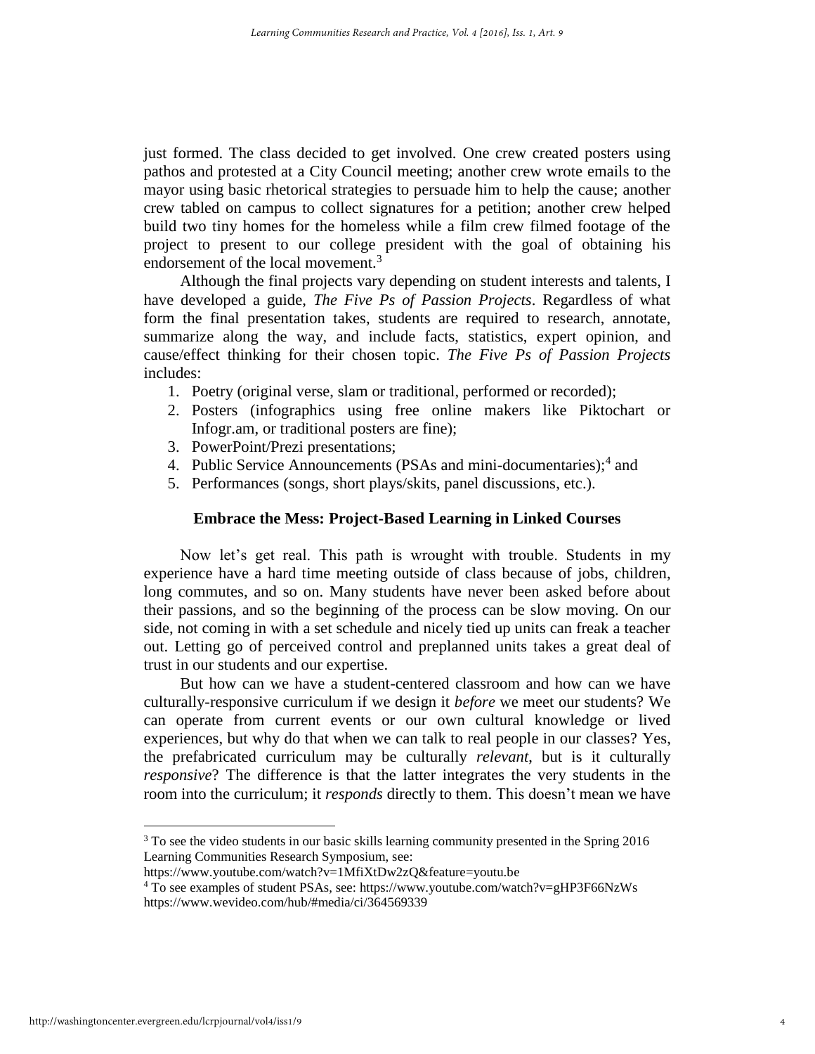just formed. The class decided to get involved. One crew created posters using pathos and protested at a City Council meeting; another crew wrote emails to the mayor using basic rhetorical strategies to persuade him to help the cause; another crew tabled on campus to collect signatures for a petition; another crew helped build two tiny homes for the homeless while a film crew filmed footage of the project to present to our college president with the goal of obtaining his endorsement of the local movement.[3]

Although the final projects vary depending on student interests and talents, I have developed a guide, *The Five Ps of Passion Projects*. Regardless of what form the final presentation takes, students are required to research, annotate, summarize along the way, and include facts, statistics, expert opinion, and cause/effect thinking for their chosen topic. *The Five Ps of Passion Projects* includes:

1. Poetry (original verse, slam or traditional, performed or recorded);
2. Posters (infographics using free online makers like Piktochart or Infogr.am, or traditional posters are fine);
3. PowerPoint/Prezi presentations;
4. Public Service Announcements (PSAs and mini-documentaries);[4] and
5. Performances (songs, short plays/skits, panel discussions, etc.).

## Embrace the Mess: Project-Based Learning in Linked Courses

Now let's get real. This path is wrought with trouble. Students in my experience have a hard time meeting outside of class because of jobs, children, long commutes, and so on. Many students have never been asked before about their passions, and so the beginning of the process can be slow moving. On our side, not coming in with a set schedule and nicely tied up units can freak a teacher out. Letting go of perceived control and preplanned units takes a great deal of trust in our students and our expertise.

But how can we have a student-centered classroom and how can we have culturally-responsive curriculum if we design it *before* we meet our students? We can operate from current events or our own cultural knowledge or lived experiences, but why do that when we can talk to real people in our classes? Yes, the prefabricated curriculum may be culturally *relevant*, but is it culturally *responsive*? The difference is that the latter integrates the very students in the room into the curriculum; it *responds* directly to them. This doesn't mean we have

---

[3] To see the video students in our basic skills learning community presented in the Spring 2016 Learning Communities Research Symposium, see: https://www.youtube.com/watch?v=1MfiXtDw2zQ&feature=youtu.be

[4] To see examples of student PSAs, see: https://www.youtube.com/watch?v=gHP3F66NzWs https://www.wevideo.com/hub/#media/ci/364569339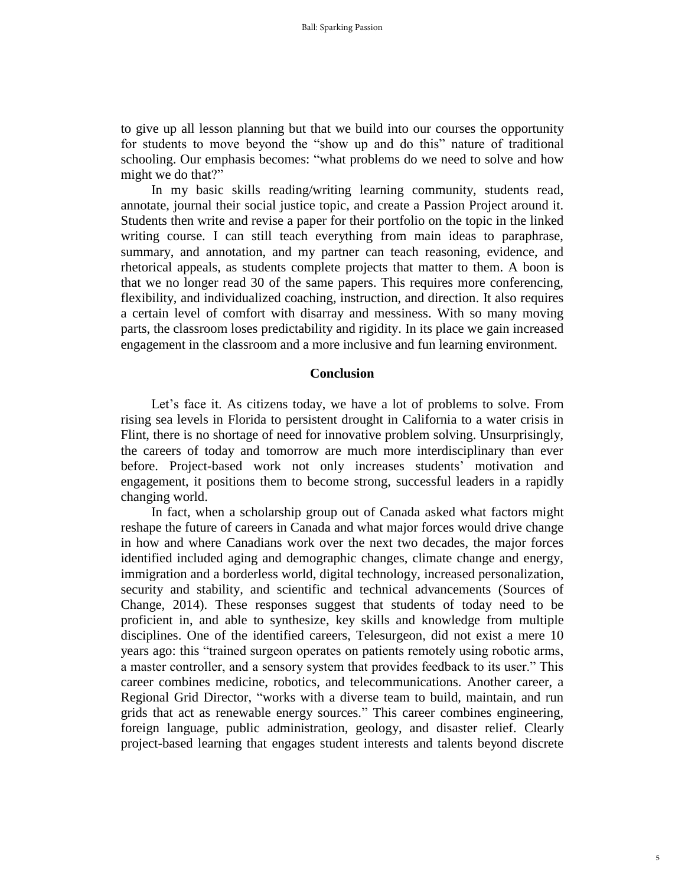to give up all lesson planning but that we build into our courses the opportunity for students to move beyond the "show up and do this" nature of traditional schooling. Our emphasis becomes: "what problems do we need to solve and how might we do that?"

In my basic skills reading/writing learning community, students read, annotate, journal their social justice topic, and create a Passion Project around it. Students then write and revise a paper for their portfolio on the topic in the linked writing course. I can still teach everything from main ideas to paraphrase, summary, and annotation, and my partner can teach reasoning, evidence, and rhetorical appeals, as students complete projects that matter to them. A boon is that we no longer read 30 of the same papers. This requires more conferencing, flexibility, and individualized coaching, instruction, and direction. It also requires a certain level of comfort with disarray and messiness. With so many moving parts, the classroom loses predictability and rigidity. In its place we gain increased engagement in the classroom and a more inclusive and fun learning environment.

## Conclusion

Let's face it. As citizens today, we have a lot of problems to solve. From rising sea levels in Florida to persistent drought in California to a water crisis in Flint, there is no shortage of need for innovative problem solving. Unsurprisingly, the careers of today and tomorrow are much more interdisciplinary than ever before. Project-based work not only increases students' motivation and engagement, it positions them to become strong, successful leaders in a rapidly changing world.

In fact, when a scholarship group out of Canada asked what factors might reshape the future of careers in Canada and what major forces would drive change in how and where Canadians work over the next two decades, the major forces identified included aging and demographic changes, climate change and energy, immigration and a borderless world, digital technology, increased personalization, security and stability, and scientific and technical advancements (Sources of Change, 2014). These responses suggest that students of today need to be proficient in, and able to synthesize, key skills and knowledge from multiple disciplines. One of the identified careers, Telesurgeon, did not exist a mere 10 years ago: this "trained surgeon operates on patients remotely using robotic arms, a master controller, and a sensory system that provides feedback to its user." This career combines medicine, robotics, and telecommunications. Another career, a Regional Grid Director, "works with a diverse team to build, maintain, and run grids that act as renewable energy sources." This career combines engineering, foreign language, public administration, geology, and disaster relief. Clearly project-based learning that engages student interests and talents beyond discrete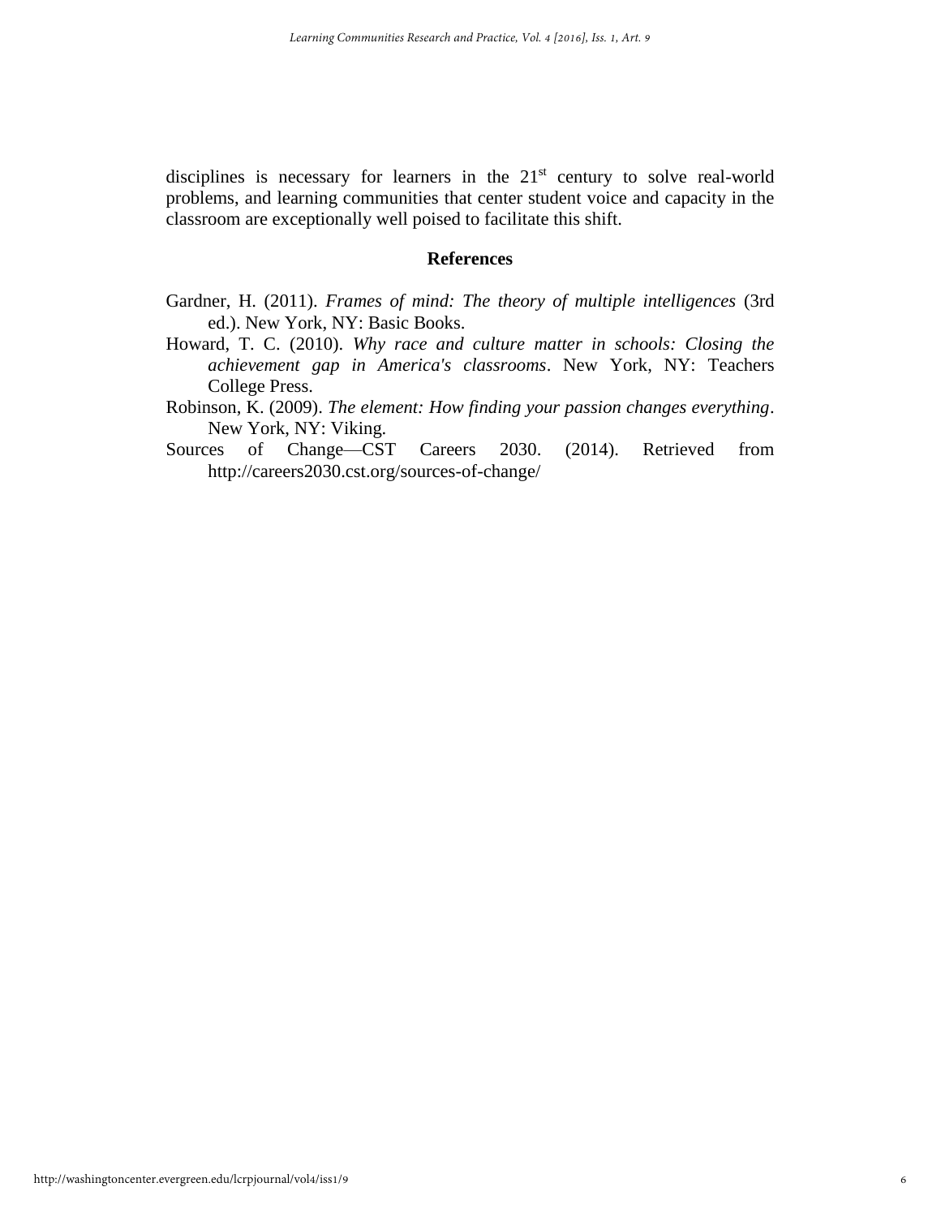disciplines is necessary for learners in the 21st century to solve real-world problems, and learning communities that center student voice and capacity in the classroom are exceptionally well poised to facilitate this shift.

## References

Gardner, H. (2011). *Frames of mind: The theory of multiple intelligences* (3rd ed.). New York, NY: Basic Books.

Howard, T. C. (2010). *Why race and culture matter in schools: Closing the achievement gap in America's classrooms*. New York, NY: Teachers College Press.

Robinson, K. (2009). *The element: How finding your passion changes everything*. New York, NY: Viking.

Sources of Change—CST Careers 2030. (2014). Retrieved from http://careers2030.cst.org/sources-of-change/